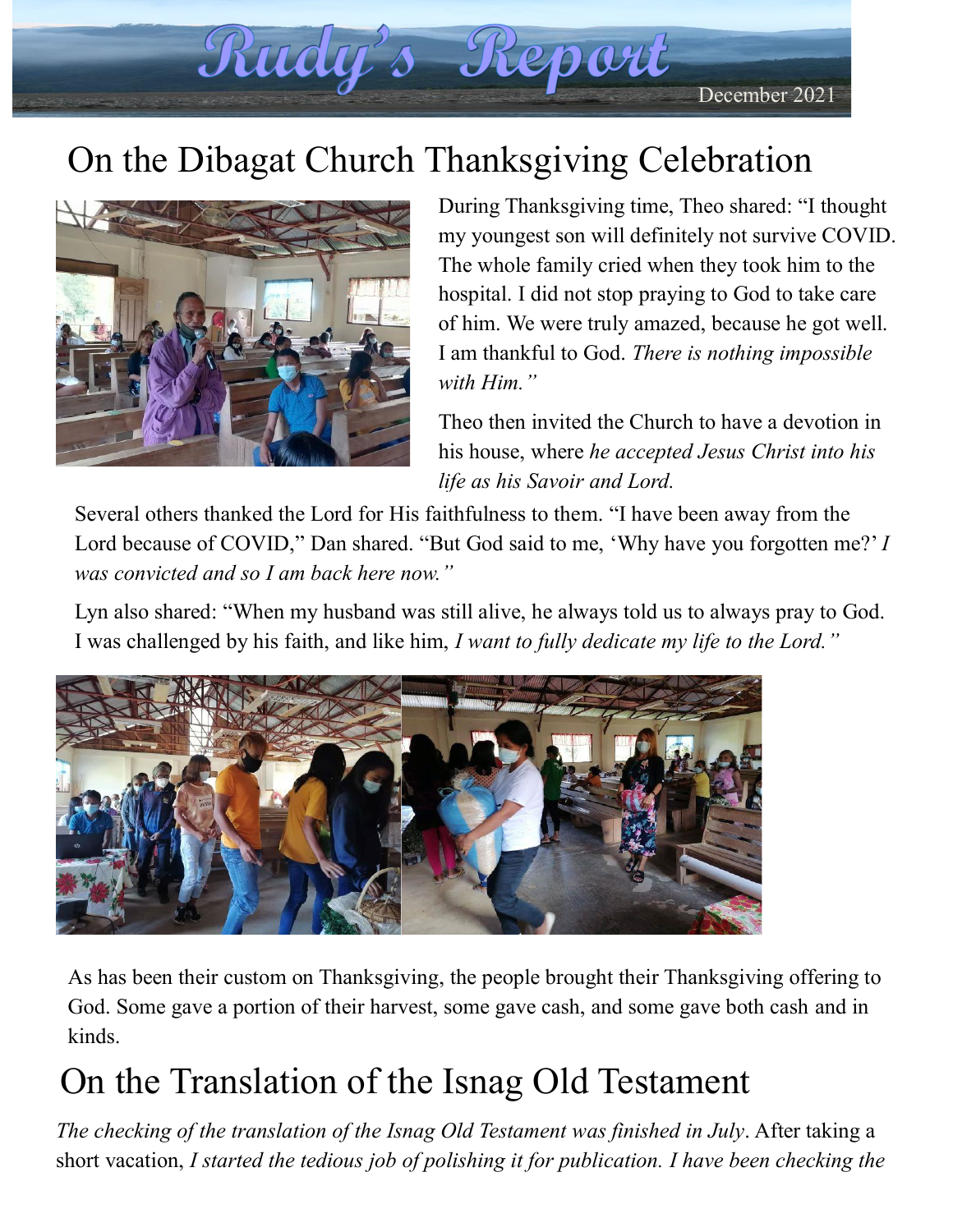// Rudy's Report

December 2021

# On the Dibagat Church Thanksgiving Celebration

During Thanksgiving time, Theo shared: "I thought my youngest son will definitely not survive COVID. The whole family cried when they took him to the hospital. I did not stop praying to God to take care of him. We were truly amazed, because he got well. I am thankful to God. *There is nothing impossible with Him."*

Theo then invited the Church to have a devotion in his house, where *he accepted Jesus Christ into his life as his Savoir and Lord.*

Several others thanked the Lord for His faithfulness to them. "I have been away from the Lord because of COVID," Dan shared. "But God said to me, 'Why have you forgotten me?' *I was convicted and so I am back here now."*

Lyn also shared: "When my husband was still alive, he always told us to always pray to God. I was challenged by his faith, and like him, *I want to fully dedicate my life to the Lord."*

As has been their custom on Thanksgiving, the people brought their Thanksgiving offering to God. Some gave a portion of their harvest, some gave cash, and some gave both cash and in kinds.

# On the Translation of the Isnag Old Testament

*The checking of the translation of the Isnag Old Testament was finished in July*. After taking a short vacation, *I started the tedious job of polishing it for publication. I have been checking the*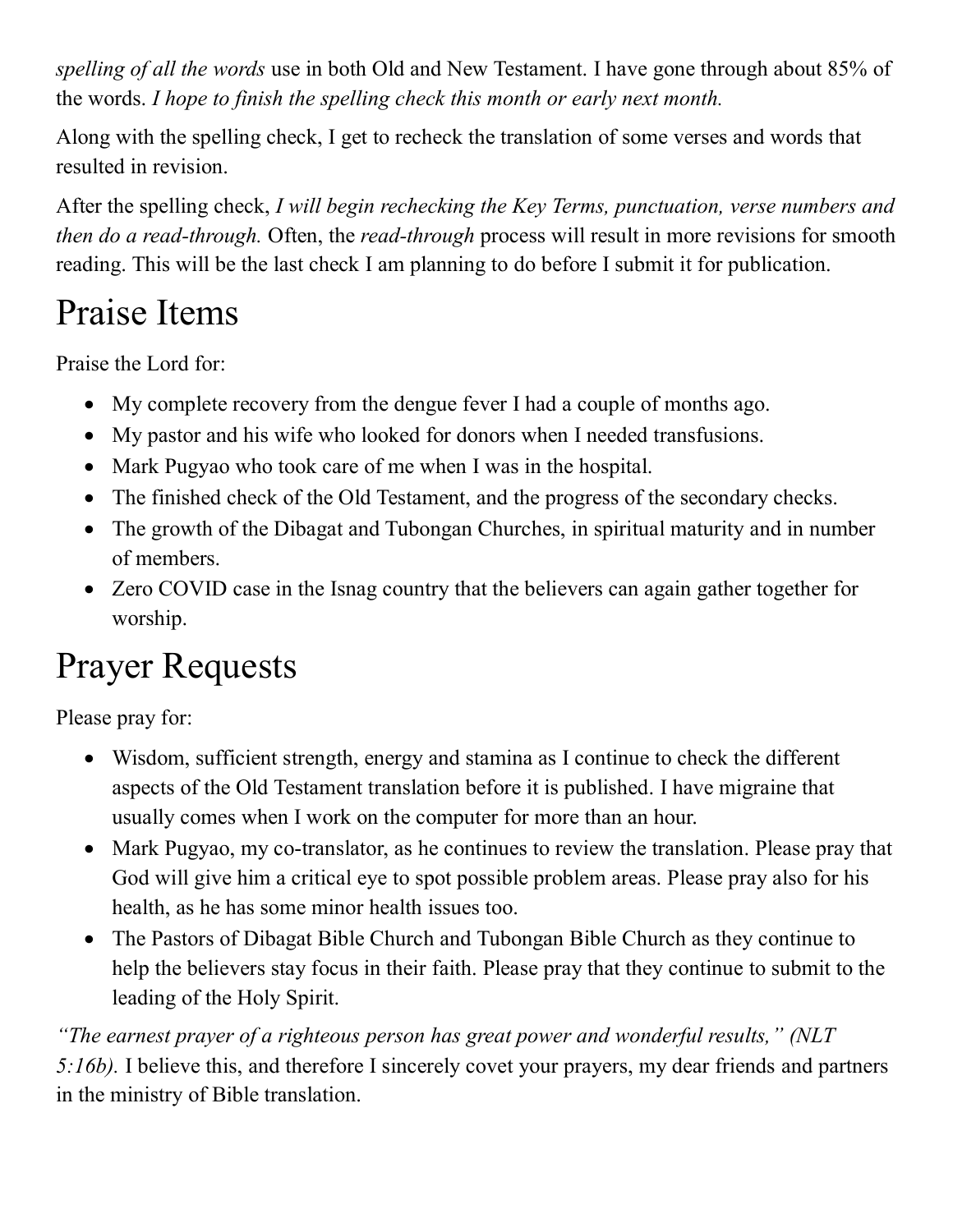*spelling of all the words* use in both Old and New Testament. I have gone through about 85% of the words. *I hope to finish the spelling check this month or early next month.*

Along with the spelling check, I get to recheck the translation of some verses and words that resulted in revision.

After the spelling check, *I will begin rechecking the Key Terms, punctuation, verse numbers and then do a read-through.* Often, the *read-through* process will result in more revisions for smooth reading. This will be the last check I am planning to do before I submit it for publication.

# Praise Items

Praise the Lord for:

- My complete recovery from the dengue fever I had a couple of months ago.
- My pastor and his wife who looked for donors when I needed transfusions.
- Mark Pugyao who took care of me when I was in the hospital.
- The finished check of the Old Testament, and the progress of the secondary checks.
- The growth of the Dibagat and Tubongan Churches, in spiritual maturity and in number of members.
- Zero COVID case in the Isnag country that the believers can again gather together for worship.

# Prayer Requests

Please pray for:

- Wisdom, sufficient strength, energy and stamina as I continue to check the different aspects of the Old Testament translation before it is published. I have migraine that usually comes when I work on the computer for more than an hour.
- Mark Pugyao, my co-translator, as he continues to review the translation. Please pray that God will give him a critical eye to spot possible problem areas. Please pray also for his health, as he has some minor health issues too.
- The Pastors of Dibagat Bible Church and Tubongan Bible Church as they continue to help the believers stay focus in their faith. Please pray that they continue to submit to the leading of the Holy Spirit.

*"The earnest prayer of a righteous person has great power and wonderful results," (NLT 5:16b).* I believe this, and therefore I sincerely covet your prayers, my dear friends and partners in the ministry of Bible translation.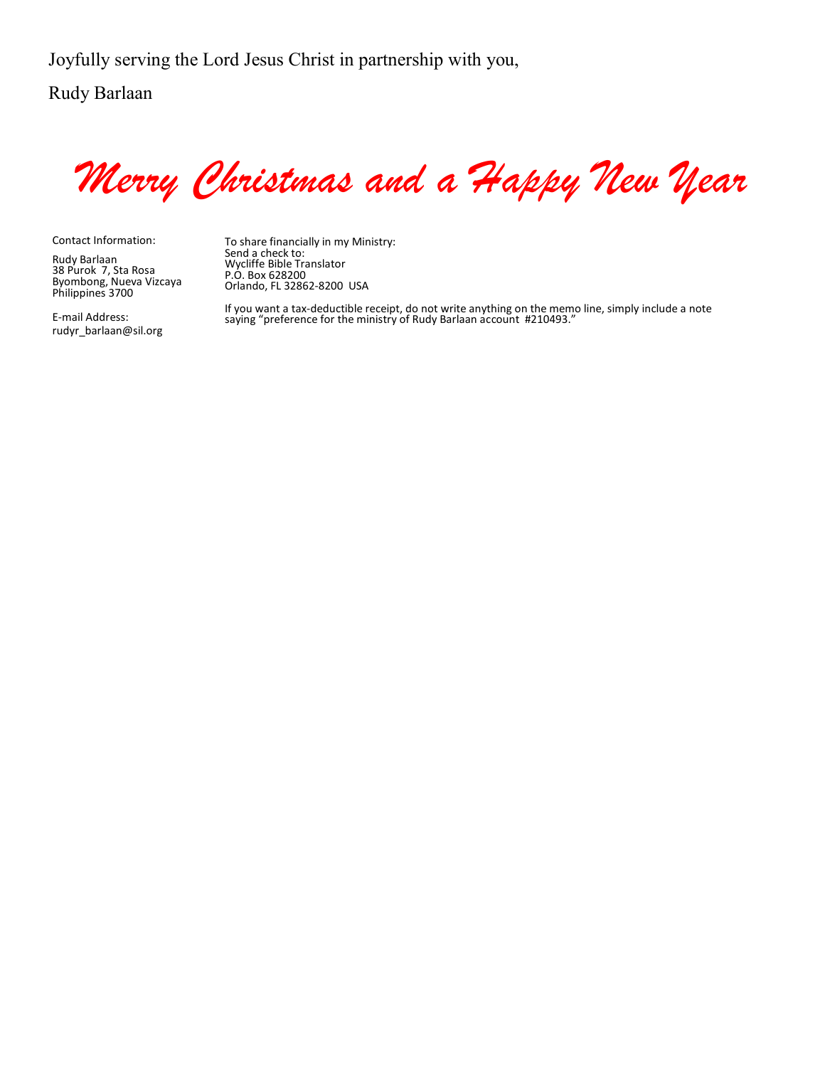Joyfully serving the Lord Jesus Christ in partnership with you,

Rudy Barlaan

*Merry Christmas and a Happy New Year*

Contact Information:

Rudy Barlaan
38 Purok 7, Sta Rosa
Byombong, Nueva Vizcaya
Philippines 3700

E-mail Address:
rudyr_barlaan@sil.org

To share financially in my Ministry:
Send a check to:
Wycliffe Bible Translator
P.O. Box 628200
Orlando, FL 32862-8200 USA

If you want a tax-deductible receipt, do not write anything on the memo line, simply include a note saying "preference for the ministry of Rudy Barlaan account #210493."